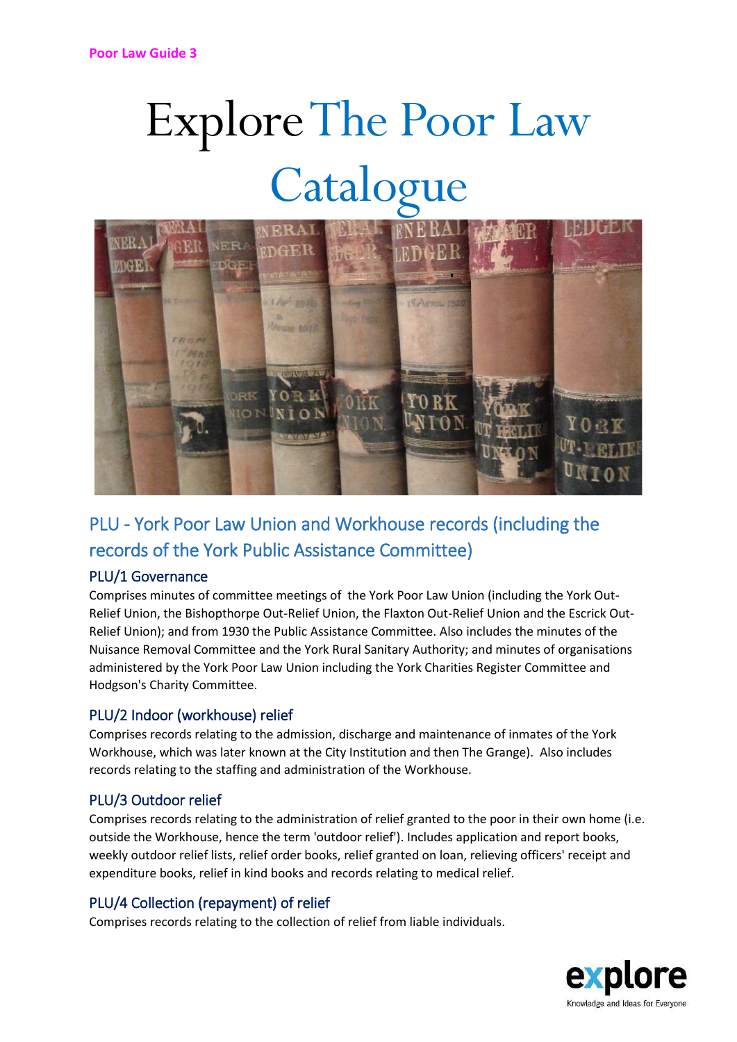Poor Law Guide 3

# Explore The Poor Law Catalogue

## PLU - York Poor Law Union and Workhouse records (including the records of the York Public Assistance Committee)

### PLU/1 Governance

Comprises minutes of committee meetings of the York Poor Law Union (including the York Out-Relief Union, the Bishopthorpe Out-Relief Union, the Flaxton Out-Relief Union and the Escrick Out-Relief Union); and from 1930 the Public Assistance Committee. Also includes the minutes of the Nuisance Removal Committee and the York Rural Sanitary Authority; and minutes of organisations administered by the York Poor Law Union including the York Charities Register Committee and Hodgson's Charity Committee.

### PLU/2 Indoor (workhouse) relief

Comprises records relating to the admission, discharge and maintenance of inmates of the York Workhouse, which was later known at the City Institution and then The Grange). Also includes records relating to the staffing and administration of the Workhouse.

### PLU/3 Outdoor relief

Comprises records relating to the administration of relief granted to the poor in their own home (i.e. outside the Workhouse, hence the term 'outdoor relief'). Includes application and report books, weekly outdoor relief lists, relief order books, relief granted on loan, relieving officers' receipt and expenditure books, relief in kind books and records relating to medical relief.

### PLU/4 Collection (repayment) of relief

Comprises records relating to the collection of relief from liable individuals.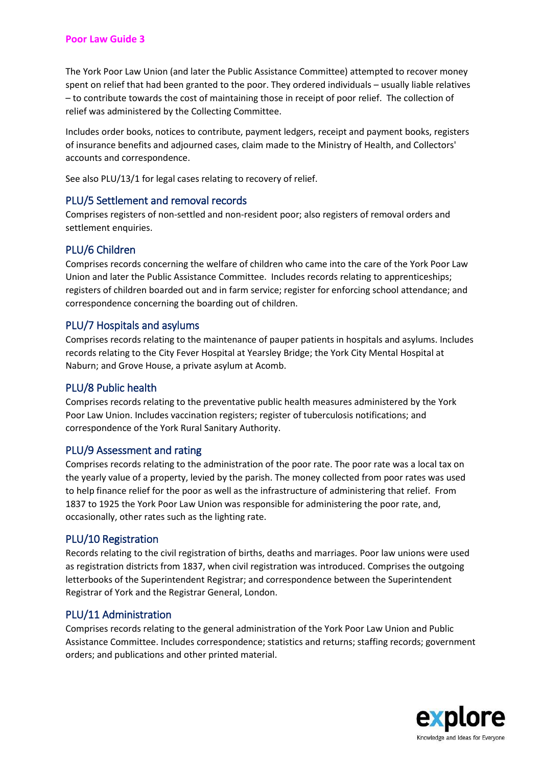The York Poor Law Union (and later the Public Assistance Committee) attempted to recover money spent on relief that had been granted to the poor. They ordered individuals – usually liable relatives – to contribute towards the cost of maintaining those in receipt of poor relief. The collection of relief was administered by the Collecting Committee.

Includes order books, notices to contribute, payment ledgers, receipt and payment books, registers of insurance benefits and adjourned cases, claim made to the Ministry of Health, and Collectors' accounts and correspondence.

See also PLU/13/1 for legal cases relating to recovery of relief.

## PLU/5 Settlement and removal records

Comprises registers of non-settled and non-resident poor; also registers of removal orders and settlement enquiries.

## PLU/6 Children

Comprises records concerning the welfare of children who came into the care of the York Poor Law Union and later the Public Assistance Committee. Includes records relating to apprenticeships; registers of children boarded out and in farm service; register for enforcing school attendance; and correspondence concerning the boarding out of children.

## PLU/7 Hospitals and asylums

Comprises records relating to the maintenance of pauper patients in hospitals and asylums. Includes records relating to the City Fever Hospital at Yearsley Bridge; the York City Mental Hospital at Naburn; and Grove House, a private asylum at Acomb.

## PLU/8 Public health

Comprises records relating to the preventative public health measures administered by the York Poor Law Union. Includes vaccination registers; register of tuberculosis notifications; and correspondence of the York Rural Sanitary Authority.

## PLU/9 Assessment and rating

Comprises records relating to the administration of the poor rate. The poor rate was a local tax on the yearly value of a property, levied by the parish. The money collected from poor rates was used to help finance relief for the poor as well as the infrastructure of administering that relief. From 1837 to 1925 the York Poor Law Union was responsible for administering the poor rate, and, occasionally, other rates such as the lighting rate.

## PLU/10 Registration

Records relating to the civil registration of births, deaths and marriages. Poor law unions were used as registration districts from 1837, when civil registration was introduced. Comprises the outgoing letterbooks of the Superintendent Registrar; and correspondence between the Superintendent Registrar of York and the Registrar General, London.

## PLU/11 Administration

Comprises records relating to the general administration of the York Poor Law Union and Public Assistance Committee. Includes correspondence; statistics and returns; staffing records; government orders; and publications and other printed material.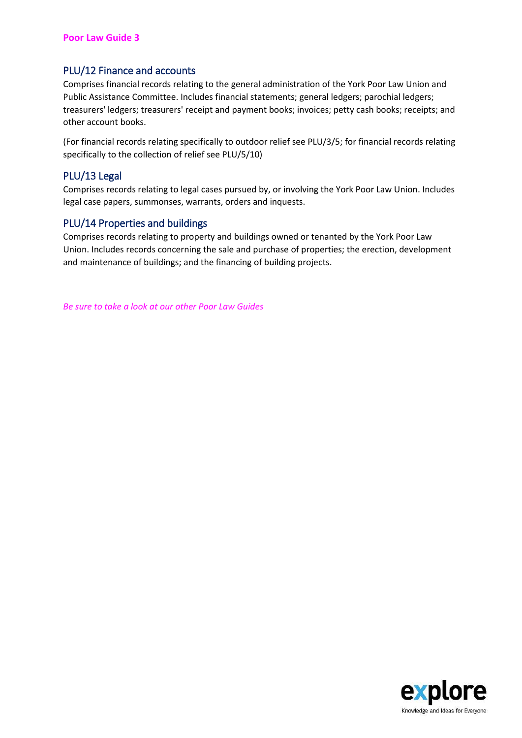## PLU/12 Finance and accounts

Comprises financial records relating to the general administration of the York Poor Law Union and Public Assistance Committee. Includes financial statements; general ledgers; parochial ledgers; treasurers' ledgers; treasurers' receipt and payment books; invoices; petty cash books; receipts; and other account books.

(For financial records relating specifically to outdoor relief see PLU/3/5; for financial records relating specifically to the collection of relief see PLU/5/10)

## PLU/13 Legal

Comprises records relating to legal cases pursued by, or involving the York Poor Law Union. Includes legal case papers, summonses, warrants, orders and inquests.

## PLU/14 Properties and buildings

Comprises records relating to property and buildings owned or tenanted by the York Poor Law Union. Includes records concerning the sale and purchase of properties; the erection, development and maintenance of buildings; and the financing of building projects.

*Be sure to take a look at our other Poor Law Guides*